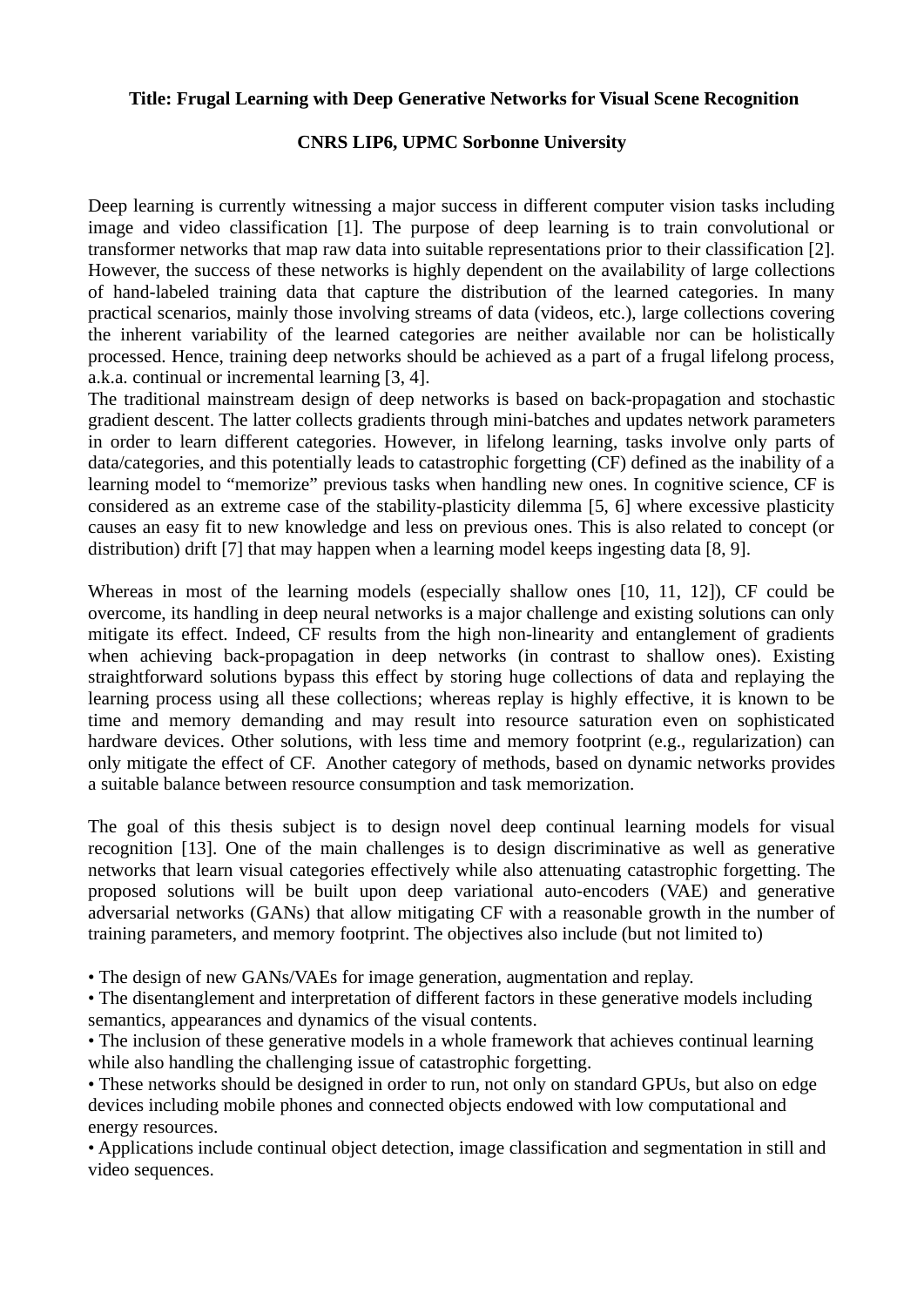**Title: Frugal Learning with Deep Generative Networks for Visual Scene Recognition**

**CNRS LIP6, UPMC Sorbonne University**

Deep learning is currently witnessing a major success in different computer vision tasks including image and video classification [1]. The purpose of deep learning is to train convolutional or transformer networks that map raw data into suitable representations prior to their classification [2]. However, the success of these networks is highly dependent on the availability of large collections of hand-labeled training data that capture the distribution of the learned categories. In many practical scenarios, mainly those involving streams of data (videos, etc.), large collections covering the inherent variability of the learned categories are neither available nor can be holistically processed. Hence, training deep networks should be achieved as a part of a frugal lifelong process, a.k.a. continual or incremental learning [3, 4].
The traditional mainstream design of deep networks is based on back-propagation and stochastic gradient descent. The latter collects gradients through mini-batches and updates network parameters in order to learn different categories. However, in lifelong learning, tasks involve only parts of data/categories, and this potentially leads to catastrophic forgetting (CF) defined as the inability of a learning model to "memorize" previous tasks when handling new ones. In cognitive science, CF is considered as an extreme case of the stability-plasticity dilemma [5, 6] where excessive plasticity causes an easy fit to new knowledge and less on previous ones. This is also related to concept (or distribution) drift [7] that may happen when a learning model keeps ingesting data [8, 9].

Whereas in most of the learning models (especially shallow ones [10, 11, 12]), CF could be overcome, its handling in deep neural networks is a major challenge and existing solutions can only mitigate its effect. Indeed, CF results from the high non-linearity and entanglement of gradients when achieving back-propagation in deep networks (in contrast to shallow ones). Existing straightforward solutions bypass this effect by storing huge collections of data and replaying the learning process using all these collections; whereas replay is highly effective, it is known to be time and memory demanding and may result into resource saturation even on sophisticated hardware devices. Other solutions, with less time and memory footprint (e.g., regularization) can only mitigate the effect of CF. Another category of methods, based on dynamic networks provides a suitable balance between resource consumption and task memorization.

The goal of this thesis subject is to design novel deep continual learning models for visual recognition [13]. One of the main challenges is to design discriminative as well as generative networks that learn visual categories effectively while also attenuating catastrophic forgetting. The proposed solutions will be built upon deep variational auto-encoders (VAE) and generative adversarial networks (GANs) that allow mitigating CF with a reasonable growth in the number of training parameters, and memory footprint. The objectives also include (but not limited to)

- The design of new GANs/VAEs for image generation, augmentation and replay.
- The disentanglement and interpretation of different factors in these generative models including semantics, appearances and dynamics of the visual contents.
- The inclusion of these generative models in a whole framework that achieves continual learning while also handling the challenging issue of catastrophic forgetting.
- These networks should be designed in order to run, not only on standard GPUs, but also on edge devices including mobile phones and connected objects endowed with low computational and energy resources.
- Applications include continual object detection, image classification and segmentation in still and video sequences.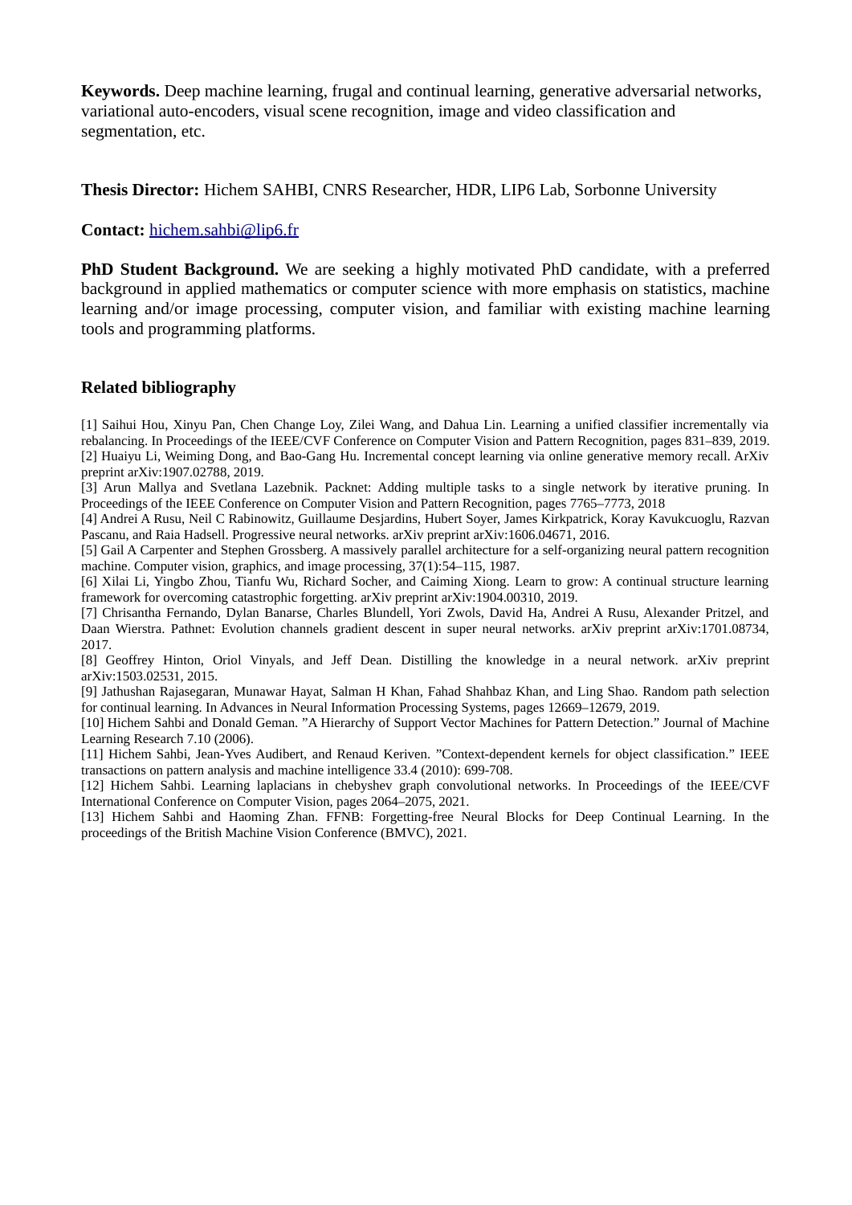**Keywords.** Deep machine learning, frugal and continual learning, generative adversarial networks, variational auto-encoders, visual scene recognition, image and video classification and segmentation, etc.

**Thesis Director:** Hichem SAHBI, CNRS Researcher, HDR, LIP6 Lab, Sorbonne University

**Contact:** hichem.sahbi@lip6.fr

**PhD Student Background.** We are seeking a highly motivated PhD candidate, with a preferred background in applied mathematics or computer science with more emphasis on statistics, machine learning and/or image processing, computer vision, and familiar with existing machine learning tools and programming platforms.

## Related bibliography

[1] Saihui Hou, Xinyu Pan, Chen Change Loy, Zilei Wang, and Dahua Lin. Learning a unified classifier incrementally via rebalancing. In Proceedings of the IEEE/CVF Conference on Computer Vision and Pattern Recognition, pages 831–839, 2019.
[2] Huaiyu Li, Weiming Dong, and Bao-Gang Hu. Incremental concept learning via online generative memory recall. ArXiv preprint arXiv:1907.02788, 2019.
[3] Arun Mallya and Svetlana Lazebnik. Packnet: Adding multiple tasks to a single network by iterative pruning. In Proceedings of the IEEE Conference on Computer Vision and Pattern Recognition, pages 7765–7773, 2018
[4] Andrei A Rusu, Neil C Rabinowitz, Guillaume Desjardins, Hubert Soyer, James Kirkpatrick, Koray Kavukcuoglu, Razvan Pascanu, and Raia Hadsell. Progressive neural networks. arXiv preprint arXiv:1606.04671, 2016.
[5] Gail A Carpenter and Stephen Grossberg. A massively parallel architecture for a self-organizing neural pattern recognition machine. Computer vision, graphics, and image processing, 37(1):54–115, 1987.
[6] Xilai Li, Yingbo Zhou, Tianfu Wu, Richard Socher, and Caiming Xiong. Learn to grow: A continual structure learning framework for overcoming catastrophic forgetting. arXiv preprint arXiv:1904.00310, 2019.
[7] Chrisantha Fernando, Dylan Banarse, Charles Blundell, Yori Zwols, David Ha, Andrei A Rusu, Alexander Pritzel, and Daan Wierstra. Pathnet: Evolution channels gradient descent in super neural networks. arXiv preprint arXiv:1701.08734, 2017.
[8] Geoffrey Hinton, Oriol Vinyals, and Jeff Dean. Distilling the knowledge in a neural network. arXiv preprint arXiv:1503.02531, 2015.
[9] Jathushan Rajasegaran, Munawar Hayat, Salman H Khan, Fahad Shahbaz Khan, and Ling Shao. Random path selection for continual learning. In Advances in Neural Information Processing Systems, pages 12669–12679, 2019.
[10] Hichem Sahbi and Donald Geman. "A Hierarchy of Support Vector Machines for Pattern Detection." Journal of Machine Learning Research 7.10 (2006).
[11] Hichem Sahbi, Jean-Yves Audibert, and Renaud Keriven. "Context-dependent kernels for object classification." IEEE transactions on pattern analysis and machine intelligence 33.4 (2010): 699-708.
[12] Hichem Sahbi. Learning laplacians in chebyshev graph convolutional networks. In Proceedings of the IEEE/CVF International Conference on Computer Vision, pages 2064–2075, 2021.
[13] Hichem Sahbi and Haoming Zhan. FFNB: Forgetting-free Neural Blocks for Deep Continual Learning. In the proceedings of the British Machine Vision Conference (BMVC), 2021.